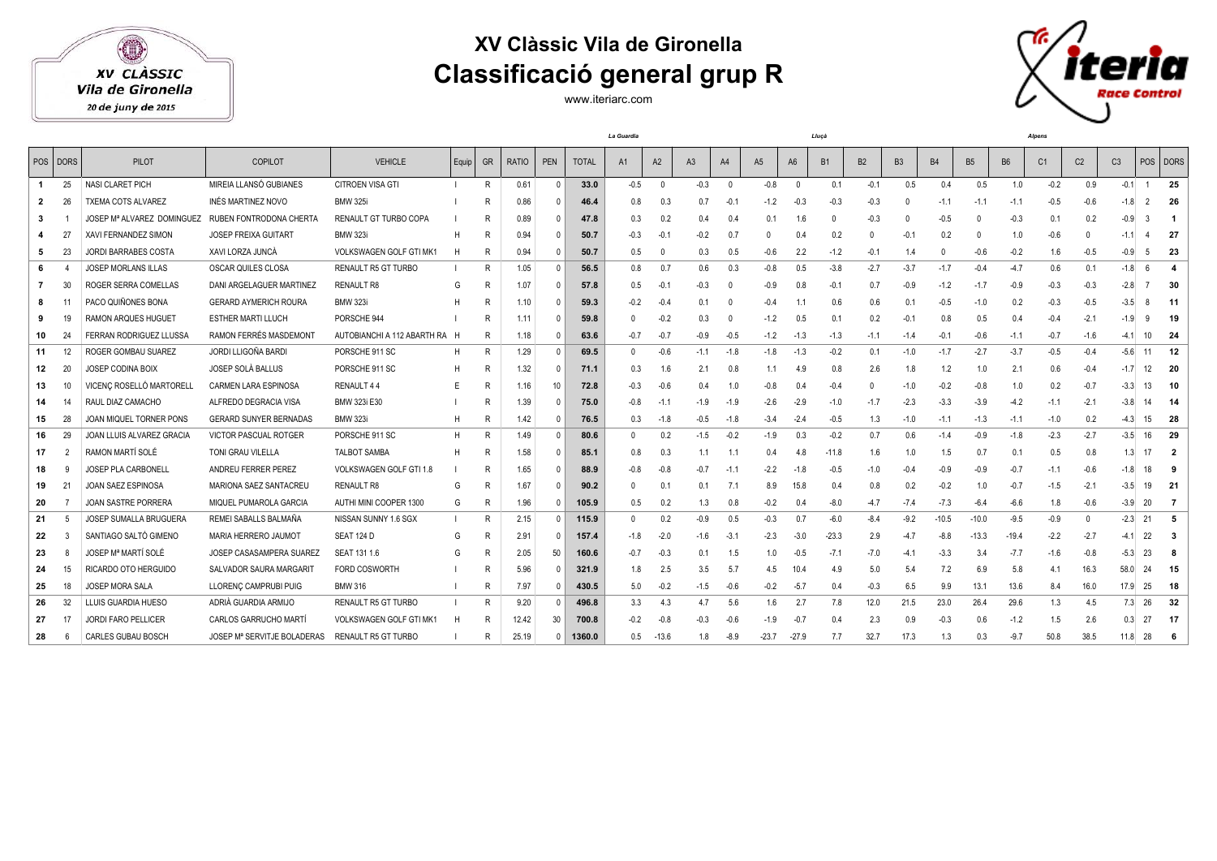# XV Clàssic Vila de Gironella

## Classificació general grup R

www.iteriarc.com

| POS | DORS | PILOT | COPILOT | VEHICLE | Equip | GR | RATIO | PEN | TOTAL | La Guardia A1 | A2 | A3 | A4 | A5 | A6 | Lluçà B1 | B2 | B3 | B4 | B5 | B6 | Alpens C1 | C2 | C3 | POS | DORS |
|---|---|---|---|---|---|---|---|---|---|---|---|---|---|---|---|---|---|---|---|---|---|---|---|---|---|---|
| 1 | 25 | NASI CLARET PICH | MIREIA LLANSÓ GUBIANES | CITROEN VISA GTI | I | R | 0.61 | 0 | 33.0 | -0.5 | 0 | -0.3 | 0 | -0.8 | 0 | 0.1 | -0.1 | 0.5 | 0.4 | 0.5 | 1.0 | -0.2 | 0.9 | -0.1 | 1 | 25 |
| 2 | 26 | TXEMA COTS ALVAREZ | INÉS MARTINEZ NOVO | BMW 325i | I | R | 0.86 | 0 | 46.4 | 0.8 | 0.3 | 0.7 | -0.1 | -1.2 | -0.3 | -0.3 | -0.3 | 0 | -1.1 | -1.1 | -1.1 | -0.5 | -0.6 | -1.8 | 2 | 26 |
| 3 | 1 | JOSEP Mª ALVAREZ DOMINGUEZ | RUBEN FONTRODONA CHERTA | RENAULT GT TURBO COPA | I | R | 0.89 | 0 | 47.8 | 0.3 | 0.2 | 0.4 | 0.4 | 0.1 | 1.6 | 0 | -0.3 | 0 | -0.5 | 0 | -0.3 | 0.1 | 0.2 | -0.9 | 3 | 1 |
| 4 | 27 | XAVI FERNANDEZ SIMON | JOSEP FREIXA GUITART | BMW 323i | H | R | 0.94 | 0 | 50.7 | -0.3 | -0.1 | -0.2 | 0.7 | 0 | 0.4 | 0.2 | 0 | -0.1 | 0.2 | 0 | 1.0 | -0.6 | 0 | -1.1 | 4 | 27 |
| 5 | 23 | JORDI BARRABES COSTA | XAVI LORZA JUNCÀ | VOLKSWAGEN GOLF GTI MK1 | H | R | 0.94 | 0 | 50.7 | 0.5 | 0 | 0.3 | 0.5 | -0.6 | 2.2 | -1.2 | -0.1 | 1.4 | 0 | -0.6 | -0.2 | 1.6 | -0.5 | -0.9 | 5 | 23 |
| 6 | 4 | JOSEP MORLANS ILLAS | OSCAR QUILES CLOSA | RENAULT R5 GT TURBO | I | R | 1.05 | 0 | 56.5 | 0.8 | 0.7 | 0.6 | 0.3 | -0.8 | 0.5 | -3.8 | -2.7 | -3.7 | -1.7 | -0.4 | -4.7 | 0.6 | 0.1 | -1.8 | 6 | 4 |
| 7 | 30 | ROGER SERRA COMELLAS | DANI ARGELAGUER MARTINEZ | RENAULT R8 | G | R | 1.07 | 0 | 57.8 | 0.5 | -0.1 | -0.3 | 0 | -0.9 | 0.8 | -0.1 | 0.7 | -0.9 | -1.2 | -1.7 | -0.9 | -0.3 | -0.3 | -2.8 | 7 | 30 |
| 8 | 11 | PACO QUIÑONES BONA | GERARD AYMERICH ROURA | BMW 323i | H | R | 1.10 | 0 | 59.3 | -0.2 | -0.4 | 0.1 | 0 | -0.4 | 1.1 | 0.6 | 0.6 | 0.1 | -0.5 | -1.0 | 0.2 | -0.3 | -0.5 | -3.5 | 8 | 11 |
| 9 | 19 | RAMON ARQUES HUGUET | ESTHER MARTI LLUCH | PORSCHE 944 | I | R | 1.11 | 0 | 59.8 | 0 | -0.2 | 0.3 | 0 | -1.2 | 0.5 | 0.1 | 0.2 | -0.1 | 0.8 | 0.5 | 0.4 | -0.4 | -2.1 | -1.9 | 9 | 19 |
| 10 | 24 | FERRAN RODRIGUEZ LLUSSA | RAMON FERRÉS MASDEMONT | AUTOBIANCHI A 112 ABARTH RA | H | R | 1.18 | 0 | 63.6 | -0.7 | -0.7 | -0.9 | -0.5 | -1.2 | -1.3 | -1.3 | -1.1 | -1.4 | -0.1 | -0.6 | -1.1 | -0.7 | -1.6 | -4.1 | 10 | 24 |
| 11 | 12 | ROGER GOMBAU SUAREZ | JORDI LLIGOÑA BARDI | PORSCHE 911 SC | H | R | 1.29 | 0 | 69.5 | 0 | -0.6 | -1.1 | -1.8 | -1.8 | -1.3 | -0.2 | 0.1 | -1.0 | -1.7 | -2.7 | -3.7 | -0.5 | -0.4 | -5.6 | 11 | 12 |
| 12 | 20 | JOSEP CODINA BOIX | JOSEP SOLÀ BALLUS | PORSCHE 911 SC | H | R | 1.32 | 0 | 71.1 | 0.3 | 1.6 | 2.1 | 0.8 | 1.1 | 4.9 | 0.8 | 2.6 | 1.8 | 1.2 | 1.0 | 2.1 | 0.6 | -0.4 | -1.7 | 12 | 20 |
| 13 | 10 | VICENÇ ROSELLÓ MARTORELL | CARMEN LARA ESPINOSA | RENAULT 4 4 | E | R | 1.16 | 10 | 72.8 | -0.3 | -0.6 | 0.4 | 1.0 | -0.8 | 0.4 | -0.4 | 0 | -1.0 | -0.2 | -0.8 | 1.0 | 0.2 | -0.7 | -3.3 | 13 | 10 |
| 14 | 14 | RAUL DIAZ CAMACHO | ALFREDO DEGRACIA VISA | BMW 323i E30 | I | R | 1.39 | 0 | 75.0 | -0.8 | -1.1 | -1.9 | -1.9 | -2.6 | -2.9 | -1.0 | -1.7 | -2.3 | -3.3 | -3.9 | -4.2 | -1.1 | -2.1 | -3.8 | 14 | 14 |
| 15 | 28 | JOAN MIQUEL TORNER PONS | GERARD SUNYER BERNADAS | BMW 323i | H | R | 1.42 | 0 | 76.5 | 0.3 | -1.8 | -0.5 | -1.8 | -3.4 | -2.4 | -0.5 | 1.3 | -1.0 | -1.1 | -1.3 | -1.1 | -1.0 | 0.2 | -4.3 | 15 | 28 |
| 16 | 29 | JOAN LLUIS ALVAREZ GRACIA | VICTOR PASCUAL ROTGER | PORSCHE 911 SC | H | R | 1.49 | 0 | 80.6 | 0 | 0.2 | -1.5 | -0.2 | -1.9 | 0.3 | -0.2 | 0.7 | 0.6 | -1.4 | -0.9 | -1.8 | -2.3 | -2.7 | -3.5 | 16 | 29 |
| 17 | 2 | RAMON MARTÍ SOLÉ | TONI GRAU VILELLA | TALBOT SAMBA | H | R | 1.58 | 0 | 85.1 | 0.8 | 0.3 | 1.1 | 1.1 | 0.4 | 4.8 | -11.8 | 1.6 | 1.0 | 1.5 | 0.7 | 0.1 | 0.5 | 0.8 | 1.3 | 17 | 2 |
| 18 | 9 | JOSEP PLA CARBONELL | ANDREU FERRER PEREZ | VOLKSWAGEN GOLF GTI 1.8 | I | R | 1.65 | 0 | 88.9 | -0.8 | -0.8 | -0.7 | -1.1 | -2.2 | -1.8 | -0.5 | -1.0 | -0.4 | -0.9 | -0.9 | -0.7 | -1.1 | -0.6 | -1.8 | 18 | 9 |
| 19 | 21 | JOAN SAEZ ESPINOSA | MARIONA SAEZ SANTACREU | RENAULT R8 | G | R | 1.67 | 0 | 90.2 | 0 | 0.1 | 0.1 | 7.1 | 8.9 | 15.8 | 0.4 | 0.8 | 0.2 | -0.2 | 1.0 | -0.7 | -1.5 | -2.1 | -3.5 | 19 | 21 |
| 20 | 7 | JOAN SASTRE PORRERA | MIQUEL PUMAROLA GARCIA | AUTHI MINI COOPER 1300 | G | R | 1.96 | 0 | 105.9 | 0.5 | 0.2 | 1.3 | 0.8 | -0.2 | 0.4 | -8.0 | -4.7 | -7.4 | -7.3 | -6.4 | -6.6 | 1.8 | -0.6 | -3.9 | 20 | 7 |
| 21 | 5 | JOSEP SUMALLA BRUGUERA | REMEI SABALLS BALMAÑA | NISSAN SUNNY 1.6 SGX | I | R | 2.15 | 0 | 115.9 | 0 | 0.2 | -0.9 | 0.5 | -0.3 | 0.7 | -6.0 | -8.4 | -9.2 | -10.5 | -10.0 | -9.5 | -0.9 | 0 | -2.3 | 21 | 5 |
| 22 | 3 | SANTIAGO SALTÓ GIMENO | MARIA HERRERO JAUMOT | SEAT 124 D | G | R | 2.91 | 0 | 157.4 | -1.8 | -2.0 | -1.6 | -3.1 | -2.3 | -3.0 | -23.3 | 2.9 | -4.7 | -8.8 | -13.3 | -19.4 | -2.2 | -2.7 | -4.1 | 22 | 3 |
| 23 | 8 | JOSEP Mª MARTÍ SOLÉ | JOSEP CASASAMPERA SUAREZ | SEAT 131 1.6 | G | R | 2.05 | 50 | 160.6 | -0.7 | -0.3 | 0.1 | 1.5 | 1.0 | -0.5 | -7.1 | -7.0 | -4.1 | -3.3 | 3.4 | -7.7 | -1.6 | -0.8 | -5.3 | 23 | 8 |
| 24 | 15 | RICARDO OTO HERGUIDO | SALVADOR SAURA MARGARIT | FORD COSWORTH | I | R | 5.96 | 0 | 321.9 | 1.8 | 2.5 | 3.5 | 5.7 | 4.5 | 10.4 | 4.9 | 5.0 | 5.4 | 7.2 | 6.9 | 5.8 | 4.1 | 16.3 | 58.0 | 24 | 15 |
| 25 | 18 | JOSEP MORA SALA | LLORENÇ CAMPRUBI PUIG | BMW 316 | I | R | 7.97 | 0 | 430.5 | 5.0 | -0.2 | -1.5 | -0.6 | -0.2 | -5.7 | 0.4 | -0.3 | 6.5 | 9.9 | 13.1 | 13.6 | 8.4 | 16.0 | 17.9 | 25 | 18 |
| 26 | 32 | LLUIS GUARDIA HUESO | ADRIÀ GUARDIA ARMIJO | RENAULT R5 GT TURBO | I | R | 9.20 | 0 | 496.8 | 3.3 | 4.3 | 4.7 | 5.6 | 1.6 | 2.7 | 7.8 | 12.0 | 21.5 | 23.0 | 26.4 | 29.6 | 1.3 | 4.5 | 7.3 | 26 | 32 |
| 27 | 17 | JORDI FARO PELLICER | CARLOS GARRUCHO MARTÍ | VOLKSWAGEN GOLF GTI MK1 | H | R | 12.42 | 30 | 700.8 | -0.2 | -0.8 | -0.3 | -0.6 | -1.9 | -0.7 | 0.4 | 2.3 | 0.9 | -0.3 | 0.6 | -1.2 | 1.5 | 2.6 | 0.3 | 27 | 17 |
| 28 | 6 | CARLES GUBAU BOSCH | JOSEP Mª SERVITJE BOLADERAS | RENAULT R5 GT TURBO | I | R | 25.19 | 0 | 1360.0 | 0.5 | -13.6 | 1.8 | -8.9 | -23.7 | -27.9 | 7.7 | 32.7 | 17.3 | 1.3 | 0.3 | -9.7 | 50.8 | 38.5 | 11.8 | 28 | 6 |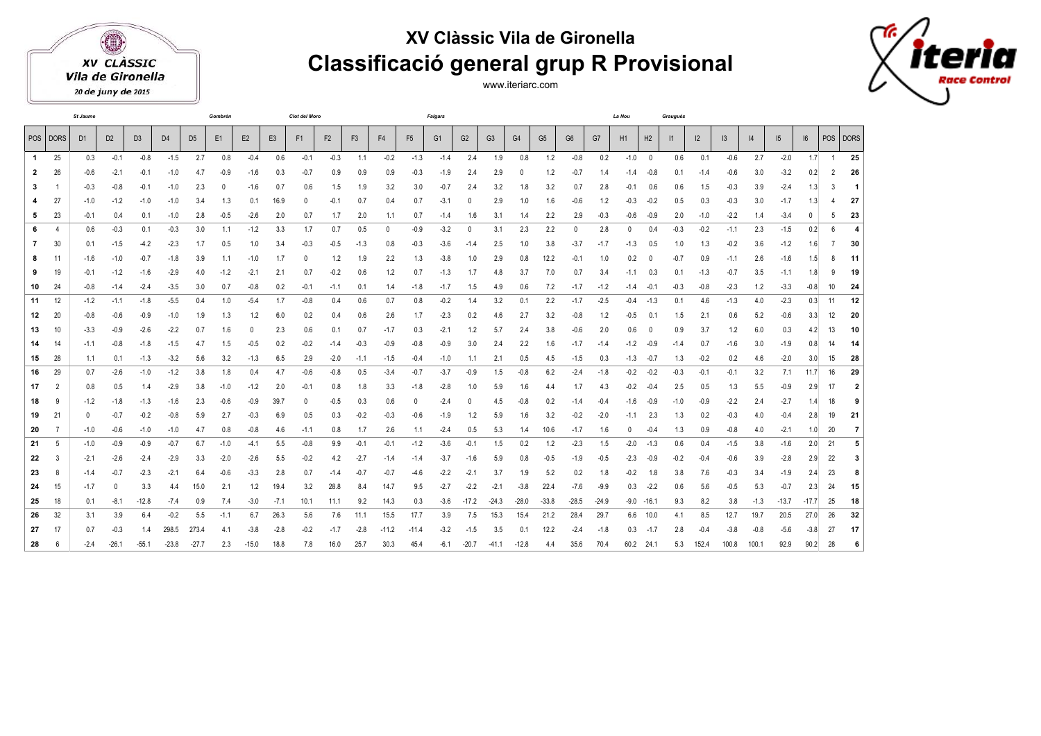# XV Clàssic Vila de Gironella

## Classificació general grup R Provisional

www.iteriarc.com

XV CLÀSSIC Vila de Gironella 20 de juny de 2015

| | | St Jaume | | | | | Gombrèn | | | Clot del Moro | | | | | Falgars | | | | | | | La Nou | | Graugués | | | | | | | |
|---|---|---|---|---|---|---|---|---|---|---|---|---|---|---|---|---|---|---|---|---|---|---|---|---|---|---|---|---|---|---|---|
| POS | DORS | D1 | D2 | D3 | D4 | D5 | E1 | E2 | E3 | F1 | F2 | F3 | F4 | F5 | G1 | G2 | G3 | G4 | G5 | G6 | G7 | H1 | H2 | I1 | I2 | I3 | I4 | I5 | I6 | POS | DORS |
| **1** | 25 | 0.3 | -0.1 | -0.8 | -1.5 | 2.7 | 0.8 | -0.4 | 0.6 | -0.1 | -0.3 | 1.1 | -0.2 | -1.3 | -1.4 | 2.4 | 1.9 | 0.8 | 1.2 | -0.8 | 0.2 | -1.0 | 0 | 0.6 | 0.1 | -0.6 | 2.7 | -2.0 | 1.7 | 1 | **25** |
| **2** | 26 | -0.6 | -2.1 | -0.1 | -1.0 | 4.7 | -0.9 | -1.6 | 0.3 | -0.7 | 0.9 | 0.9 | 0.9 | -0.3 | -1.9 | 2.4 | 2.9 | 0 | 1.2 | -0.7 | 1.4 | -1.4 | -0.8 | 0.1 | -1.4 | -0.6 | 3.0 | -3.2 | 0.2 | 2 | **26** |
| **3** | 1 | -0.3 | -0.8 | -0.1 | -1.0 | 2.3 | 0 | -1.6 | 0.7 | 0.6 | 1.5 | 1.9 | 3.2 | 3.0 | -0.7 | 2.4 | 3.2 | 1.8 | 3.2 | 0.7 | 2.8 | -0.1 | 0.6 | 0.6 | 1.5 | -0.3 | 3.9 | -2.4 | 1.3 | 3 | **1** |
| **4** | 27 | -1.0 | -1.2 | -1.0 | -1.0 | 3.4 | 1.3 | 0.1 | 16.9 | 0 | -0.1 | 0.7 | 0.4 | 0.7 | -3.1 | 0 | 2.9 | 1.0 | 1.6 | -0.6 | 1.2 | -0.3 | -0.2 | 0.5 | 0.3 | -0.3 | 3.0 | -1.7 | 1.3 | 4 | **27** |
| **5** | 23 | -0.1 | 0.4 | 0.1 | -1.0 | 2.8 | -0.5 | -2.6 | 2.0 | 0.7 | 1.7 | 2.0 | 1.1 | 0.7 | -1.4 | 1.6 | 3.1 | 1.4 | 2.2 | 2.9 | -0.3 | -0.6 | -0.9 | 2.0 | -1.0 | -2.2 | 1.4 | -3.4 | 0 | 5 | **23** |
| **6** | 4 | 0.6 | -0.3 | 0.1 | -0.3 | 3.0 | 1.1 | -1.2 | 3.3 | 1.7 | 0.7 | 0.5 | 0 | -0.9 | -3.2 | 0 | 3.1 | 2.3 | 2.2 | 0 | 2.8 | 0 | 0.4 | -0.3 | -0.2 | -1.1 | 2.3 | -1.5 | 0.2 | 6 | **4** |
| **7** | 30 | 0.1 | -1.5 | -4.2 | -2.3 | 1.7 | 0.5 | 1.0 | 3.4 | -0.3 | -0.5 | -1.3 | 0.8 | -0.3 | -3.6 | -1.4 | 2.5 | 1.0 | 3.8 | -3.7 | -1.7 | -1.3 | 0.5 | 1.0 | 1.3 | -0.2 | 3.6 | -1.2 | 1.6 | 7 | **30** |
| **8** | 11 | -1.6 | -1.0 | -0.7 | -1.8 | 3.9 | 1.1 | -1.0 | 1.7 | 0 | 1.2 | 1.9 | 2.2 | 1.3 | -3.8 | 1.0 | 2.9 | 0.8 | 12.2 | -0.1 | 1.0 | 0.2 | 0 | -0.7 | 0.9 | -1.1 | 2.6 | -1.6 | 1.5 | 8 | **11** |
| **9** | 19 | -0.1 | -1.2 | -1.6 | -2.9 | 4.0 | -1.2 | -2.1 | 2.1 | 0.7 | -0.2 | 0.6 | 1.2 | 0.7 | -1.3 | 1.7 | 4.8 | 3.7 | 7.0 | 0.7 | 3.4 | -1.1 | 0.3 | 0.1 | -1.3 | -0.7 | 3.5 | -1.1 | 1.8 | 9 | **19** |
| **10** | 24 | -0.8 | -1.4 | -2.4 | -3.5 | 3.0 | 0.7 | -0.8 | 0.2 | -0.1 | -1.1 | 0.1 | 1.4 | -1.8 | -1.7 | 1.5 | 4.9 | 0.6 | 7.2 | -1.7 | -1.2 | -1.4 | -0.1 | -0.3 | -0.8 | -2.3 | 1.2 | -3.3 | -0.8 | 10 | **24** |
| **11** | 12 | -1.2 | -1.1 | -1.8 | -5.5 | 0.4 | 1.0 | -5.4 | 1.7 | -0.8 | 0.4 | 0.6 | 0.7 | 0.8 | -0.2 | 1.4 | 3.2 | 0.1 | 2.2 | -1.7 | -2.5 | -0.4 | -1.3 | 0.1 | 4.6 | -1.3 | 4.0 | -2.3 | 0.3 | 11 | **12** |
| **12** | 20 | -0.8 | -0.6 | -0.9 | -1.0 | 1.9 | 1.3 | 1.2 | 6.0 | 0.2 | 0.4 | 0.6 | 2.6 | 1.7 | -2.3 | 0.2 | 4.6 | 2.7 | 3.2 | -0.8 | 1.2 | -0.5 | 0.1 | 1.5 | 2.1 | 0.6 | 5.2 | -0.6 | 3.3 | 12 | **20** |
| **13** | 10 | -3.3 | -0.9 | -2.6 | -2.2 | 0.7 | 1.6 | 0 | 2.3 | 0.6 | 0.1 | 0.7 | -1.7 | 0.3 | -2.1 | 1.2 | 5.7 | 2.4 | 3.8 | -0.6 | 2.0 | 0.6 | 0 | 0.9 | 3.7 | 1.2 | 6.0 | 0.3 | 4.2 | 13 | **10** |
| **14** | 14 | -1.1 | -0.8 | -1.8 | -1.5 | 4.7 | 1.5 | -0.5 | 0.2 | -0.2 | -1.4 | -0.3 | -0.9 | -0.8 | -0.9 | 3.0 | 2.4 | 2.2 | 1.6 | -1.7 | -1.4 | -1.2 | -0.9 | -1.4 | 0.7 | -1.6 | 3.0 | -1.9 | 0.8 | 14 | **14** |
| **15** | 28 | 1.1 | 0.1 | -1.3 | -3.2 | 5.6 | 3.2 | -1.3 | 6.5 | 2.9 | -2.0 | -1.1 | -1.5 | -0.4 | -1.0 | 1.1 | 2.1 | 0.5 | 4.5 | -1.5 | 0.3 | -1.3 | -0.7 | 1.3 | -0.2 | 0.2 | 4.6 | -2.0 | 3.0 | 15 | **28** |
| **16** | 29 | 0.7 | -2.6 | -1.0 | -1.2 | 3.8 | 1.8 | 0.4 | 4.7 | -0.6 | -0.8 | 0.5 | -3.4 | -0.7 | -3.7 | -0.9 | 1.5 | -0.8 | 6.2 | -2.4 | -1.8 | -0.2 | -0.2 | -0.3 | -0.1 | -0.1 | 3.2 | 7.1 | 11.7 | 16 | **29** |
| **17** | 2 | 0.8 | 0.5 | 1.4 | -2.9 | 3.8 | -1.0 | -1.2 | 2.0 | -0.1 | 0.8 | 1.8 | 3.3 | -1.8 | -2.8 | 1.0 | 5.9 | 1.6 | 4.4 | 1.7 | 4.3 | -0.2 | -0.4 | 2.5 | 0.5 | 1.3 | 5.5 | -0.9 | 2.9 | 17 | **2** |
| **18** | 9 | -1.2 | -1.8 | -1.3 | -1.6 | 2.3 | -0.6 | -0.9 | 39.7 | 0 | -0.5 | 0.3 | 0.6 | 0 | -2.4 | 0 | 4.5 | -0.8 | 0.2 | -1.4 | -0.4 | -1.6 | -0.9 | -1.0 | -0.9 | -2.2 | 2.4 | -2.7 | 1.4 | 18 | **9** |
| **19** | 21 | 0 | -0.7 | -0.2 | -0.8 | 5.9 | 2.7 | -0.3 | 6.9 | 0.5 | 0.3 | -0.2 | -0.3 | -0.6 | -1.9 | 1.2 | 5.9 | 1.6 | 3.2 | -0.2 | -2.0 | -1.1 | 2.3 | 1.3 | 0.2 | -0.3 | 4.0 | -0.4 | 2.8 | 19 | **21** |
| **20** | 7 | -1.0 | -0.6 | -1.0 | -1.0 | 4.7 | 0.8 | -0.8 | 4.6 | -1.1 | 0.8 | 1.7 | 2.6 | 1.1 | -2.4 | 0.5 | 5.3 | 1.4 | 10.6 | -1.7 | 1.6 | 0 | -0.4 | 1.3 | 0.9 | -0.8 | 4.0 | -2.1 | 1.0 | 20 | **7** |
| **21** | 5 | -1.0 | -0.9 | -0.9 | -0.7 | 6.7 | -1.0 | -4.1 | 5.5 | -0.8 | 9.9 | -0.1 | -0.1 | -1.2 | -3.6 | -0.1 | 1.5 | 0.2 | 1.2 | -2.3 | 1.5 | -2.0 | -1.3 | 0.6 | 0.4 | -1.5 | 3.8 | -1.6 | 2.0 | 21 | **5** |
| **22** | 3 | -2.1 | -2.6 | -2.4 | -2.9 | 3.3 | -2.0 | -2.6 | 5.5 | -0.2 | 4.2 | -2.7 | -1.4 | -1.4 | -3.7 | -1.6 | 5.9 | 0.8 | -0.5 | -1.9 | -0.5 | -2.3 | -0.9 | -0.2 | -0.4 | -0.6 | 3.9 | -2.8 | 2.9 | 22 | **3** |
| **23** | 8 | -1.4 | -0.7 | -2.3 | -2.1 | 6.4 | -0.6 | -3.3 | 2.8 | 0.7 | -1.4 | -0.7 | -0.7 | -4.6 | -2.2 | -2.1 | 3.7 | 1.9 | 5.2 | 0.2 | 1.8 | -0.2 | 1.8 | 3.8 | 7.6 | -0.3 | 3.4 | -1.9 | 2.4 | 23 | **8** |
| **24** | 15 | -1.7 | 0 | 3.3 | 4.4 | 15.0 | 2.1 | 1.2 | 19.4 | 3.2 | 28.8 | 8.4 | 14.7 | 9.5 | -2.7 | -2.2 | -2.1 | -3.8 | 22.4 | -7.6 | -9.9 | 0.3 | -2.2 | 0.6 | 5.6 | -0.5 | 5.3 | -0.7 | 2.3 | 24 | **15** |
| **25** | 18 | 0.1 | -8.1 | -12.8 | -7.4 | 0.9 | 7.4 | -3.0 | -7.1 | 10.1 | 11.1 | 9.2 | 14.3 | 0.3 | -3.6 | -17.2 | -24.3 | -28.0 | -33.8 | -28.5 | -24.9 | -9.0 | -16.1 | 9.3 | 8.2 | 3.8 | -1.3 | -13.7 | -17.7 | 25 | **18** |
| **26** | 32 | 3.1 | 3.9 | 6.4 | -0.2 | 5.5 | -1.1 | 6.7 | 26.3 | 5.6 | 7.6 | 11.1 | 15.5 | 17.7 | 3.9 | 7.5 | 15.3 | 15.4 | 21.2 | 28.4 | 29.7 | 6.6 | 10.0 | 4.1 | 8.5 | 12.7 | 19.7 | 20.5 | 27.0 | 26 | **32** |
| **27** | 17 | 0.7 | -0.3 | 1.4 | 298.5 | 273.4 | 4.1 | -3.8 | -2.8 | -0.2 | -1.7 | -2.8 | -11.2 | -11.4 | -3.2 | -1.5 | 3.5 | 0.1 | 12.2 | -2.4 | -1.8 | 0.3 | -1.7 | 2.8 | -0.4 | -3.8 | -0.8 | -5.6 | -3.8 | 27 | **17** |
| **28** | 6 | -2.4 | -26.1 | -55.1 | -23.8 | -27.7 | 2.3 | -15.0 | 18.8 | 7.8 | 16.0 | 25.7 | 30.3 | 45.4 | -6.1 | -20.7 | -41.1 | -12.8 | 4.4 | 35.6 | 70.4 | 60.2 | 24.1 | 5.3 | 152.4 | 100.8 | 100.1 | 92.9 | 90.2 | 28 | **6** |